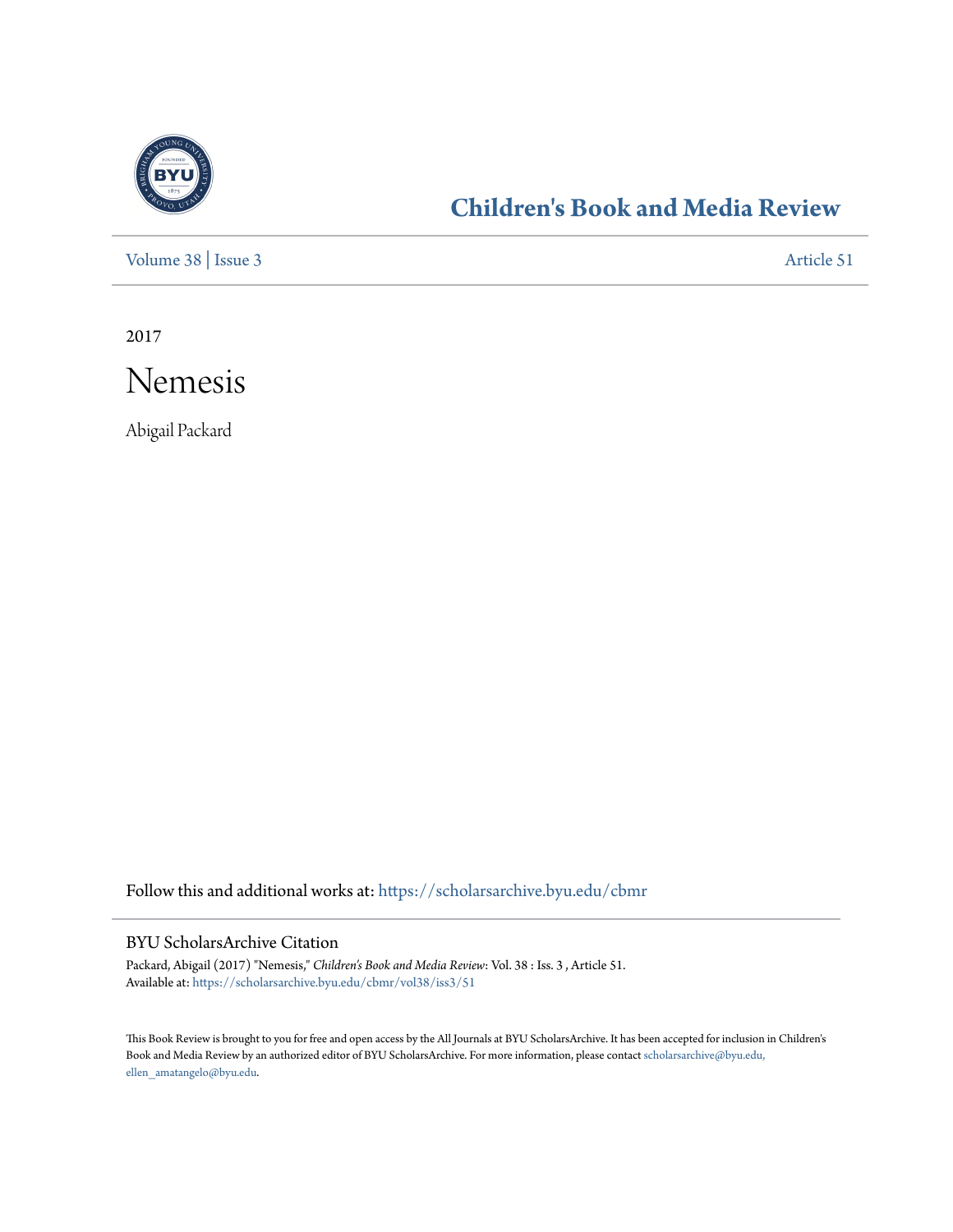## Children's Book and Media Review

Volume 38 | Issue 3 Article 51

2017

# Nemesis

Abigail Packard

Follow this and additional works at: https://scholarsarchive.byu.edu/cbmr

### BYU ScholarsArchive Citation

Packard, Abigail (2017) "Nemesis," *Children's Book and Media Review*: Vol. 38 : Iss. 3 , Article 51.
Available at: https://scholarsarchive.byu.edu/cbmr/vol38/iss3/51

This Book Review is brought to you for free and open access by the All Journals at BYU ScholarsArchive. It has been accepted for inclusion in Children's Book and Media Review by an authorized editor of BYU ScholarsArchive. For more information, please contact scholarsarchive@byu.edu, ellen_amatangelo@byu.edu.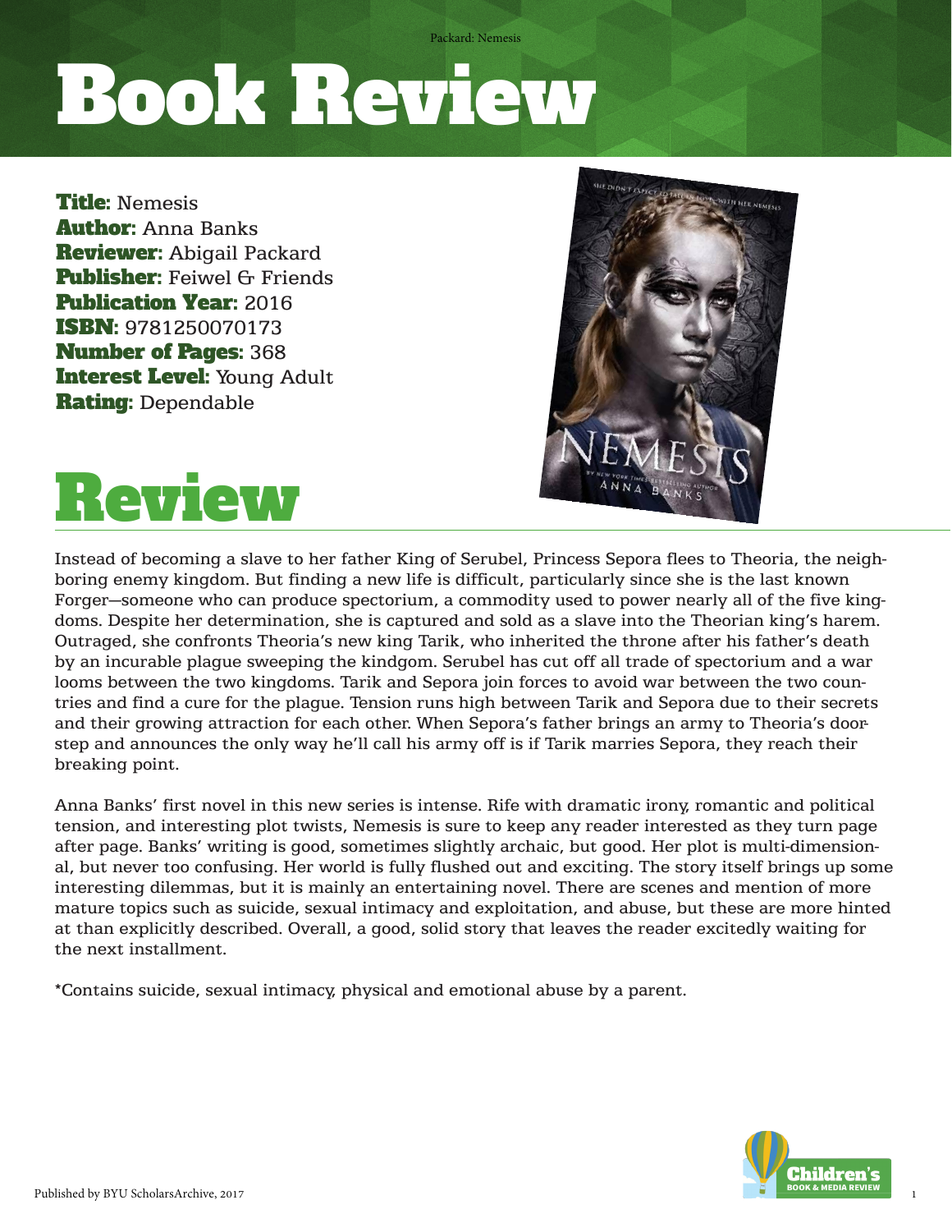# Book Review

**Title:** Nemesis
**Author:** Anna Banks
**Reviewer:** Abigail Packard
**Publisher:** Feiwel & Friends
**Publication Year:** 2016
**ISBN:** 9781250070173
**Number of Pages:** 368
**Interest Level:** Young Adult
**Rating:** Dependable

# Review

Instead of becoming a slave to her father King of Serubel, Princess Sepora flees to Theoria, the neighboring enemy kingdom. But finding a new life is difficult, particularly since she is the last known Forger—someone who can produce spectorium, a commodity used to power nearly all of the five kingdoms. Despite her determination, she is captured and sold as a slave into the Theorian king's harem. Outraged, she confronts Theoria's new king Tarik, who inherited the throne after his father's death by an incurable plague sweeping the kindgom. Serubel has cut off all trade of spectorium and a war looms between the two kingdoms. Tarik and Sepora join forces to avoid war between the two countries and find a cure for the plague. Tension runs high between Tarik and Sepora due to their secrets and their growing attraction for each other. When Sepora's father brings an army to Theoria's doorstep and announces the only way he'll call his army off is if Tarik marries Sepora, they reach their breaking point.

Anna Banks' first novel in this new series is intense. Rife with dramatic irony, romantic and political tension, and interesting plot twists, Nemesis is sure to keep any reader interested as they turn page after page. Banks' writing is good, sometimes slightly archaic, but good. Her plot is multi-dimensional, but never too confusing. Her world is fully flushed out and exciting. The story itself brings up some interesting dilemmas, but it is mainly an entertaining novel. There are scenes and mention of more mature topics such as suicide, sexual intimacy and exploitation, and abuse, but these are more hinted at than explicitly described. Overall, a good, solid story that leaves the reader excitedly waiting for the next installment.

*Contains suicide, sexual intimacy, physical and emotional abuse by a parent.